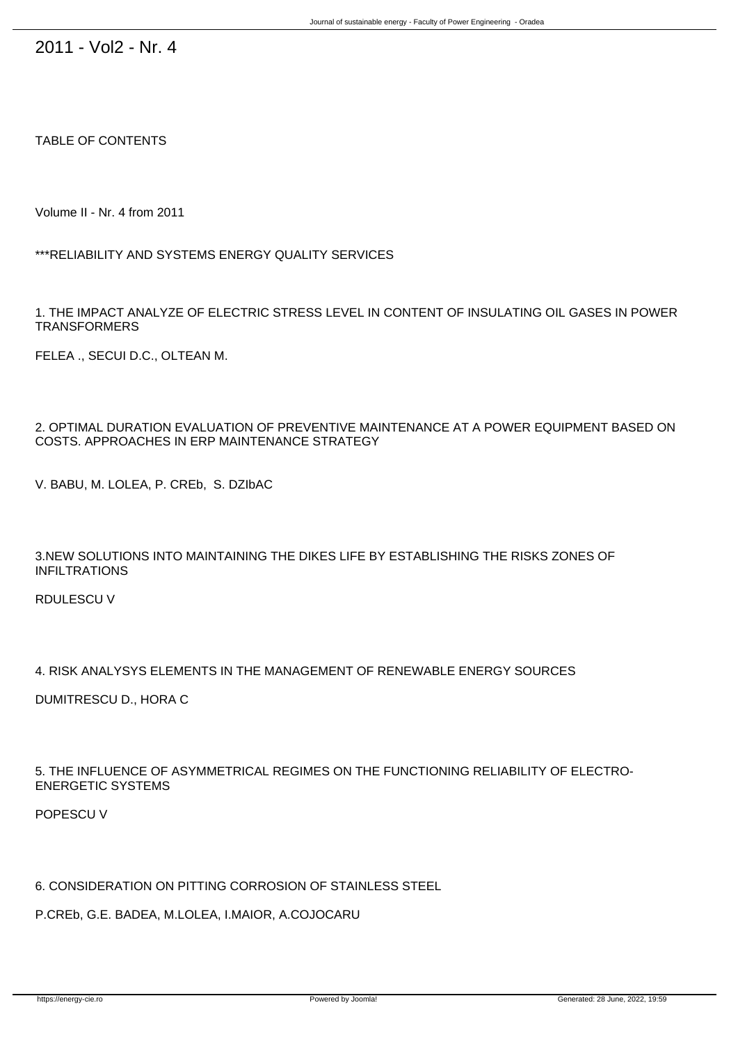# 2011 - Vol2 - Nr. 4

TABLE OF CONTENTS

Volume II - Nr. 4 from 2011

***RELIABILITY AND SYSTEMS ENERGY QUALITY SERVICES

1. THE IMPACT ANALYZE OF ELECTRIC STRESS LEVEL IN CONTENT OF INSULATING OIL GASES IN POWER TRANSFORMERS

FELEA ., SECUI D.C., OLTEAN M.

2. OPTIMAL DURATION EVALUATION OF PREVENTIVE MAINTENANCE AT A POWER EQUIPMENT BASED ON COSTS. APPROACHES IN ERP MAINTENANCE STRATEGY

V. BABU, M. LOLEA, P. CREb, S. DZIbAC

3.NEW SOLUTIONS INTO MAINTAINING THE DIKES LIFE BY ESTABLISHING THE RISKS ZONES OF INFILTRATIONS

RDULESCU V

4. RISK ANALYSYS ELEMENTS IN THE MANAGEMENT OF RENEWABLE ENERGY SOURCES

DUMITRESCU D., HORA C

5. THE INFLUENCE OF ASYMMETRICAL REGIMES ON THE FUNCTIONING RELIABILITY OF ELECTRO-ENERGETIC SYSTEMS

POPESCU V

6. CONSIDERATION ON PITTING CORROSION OF STAINLESS STEEL

P.CREb, G.E. BADEA, M.LOLEA, I.MAIOR, A.COJOCARU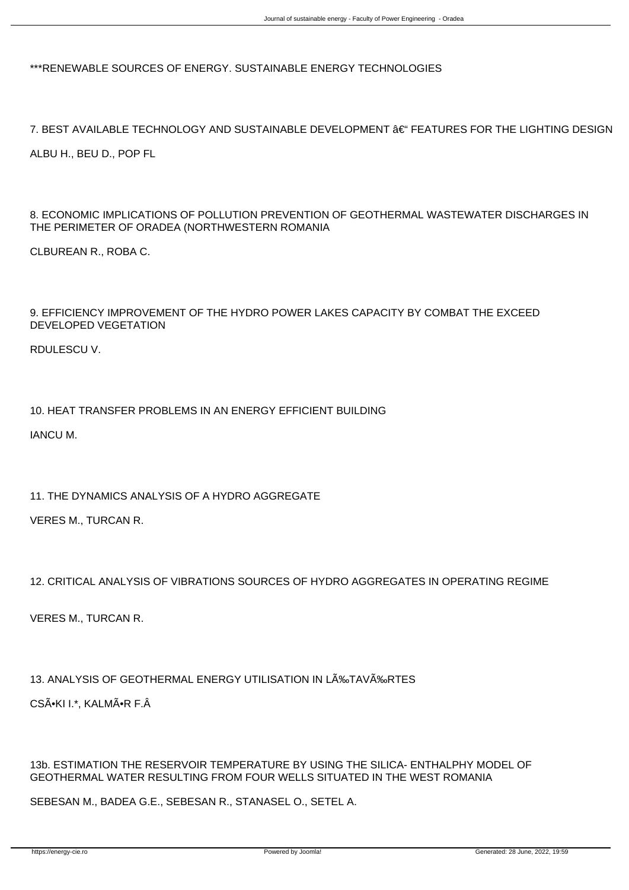***RENEWABLE SOURCES OF ENERGY. SUSTAINABLE ENERGY TECHNOLOGIES

7. BEST AVAILABLE TECHNOLOGY AND SUSTAINABLE DEVELOPMENT â€“ FEATURES FOR THE LIGHTING DESIGN

ALBU H., BEU D., POP FL

8. ECONOMIC IMPLICATIONS OF POLLUTION PREVENTION OF GEOTHERMAL WASTEWATER DISCHARGES IN THE PERIMETER OF ORADEA (NORTHWESTERN ROMANIA

CLBUREAN R., ROBA C.

9. EFFICIENCY IMPROVEMENT OF THE HYDRO POWER LAKES CAPACITY BY COMBAT THE EXCEED DEVELOPED VEGETATION

RDULESCU V.

10. HEAT TRANSFER PROBLEMS IN AN ENERGY EFFICIENT BUILDING

IANCU M.

11. THE DYNAMICS ANALYSIS OF A HYDRO AGGREGATE

VERES M., TURCAN R.

12. CRITICAL ANALYSIS OF VIBRATIONS SOURCES OF HYDRO AGGREGATES IN OPERATING REGIME

VERES M., TURCAN R.

13. ANALYSIS OF GEOTHERMAL ENERGY UTILISATION IN LÃ‰TAVÃ‰RTES

CSÃ•KI I.*, KALMÃ•R F.Â

13b. ESTIMATION THE RESERVOIR TEMPERATURE BY USING THE SILICA- ENTHALPHY MODEL OF GEOTHERMAL WATER RESULTING FROM FOUR WELLS SITUATED IN THE WEST ROMANIA

SEBESAN M., BADEA G.E., SEBESAN R., STANASEL O., SETEL A.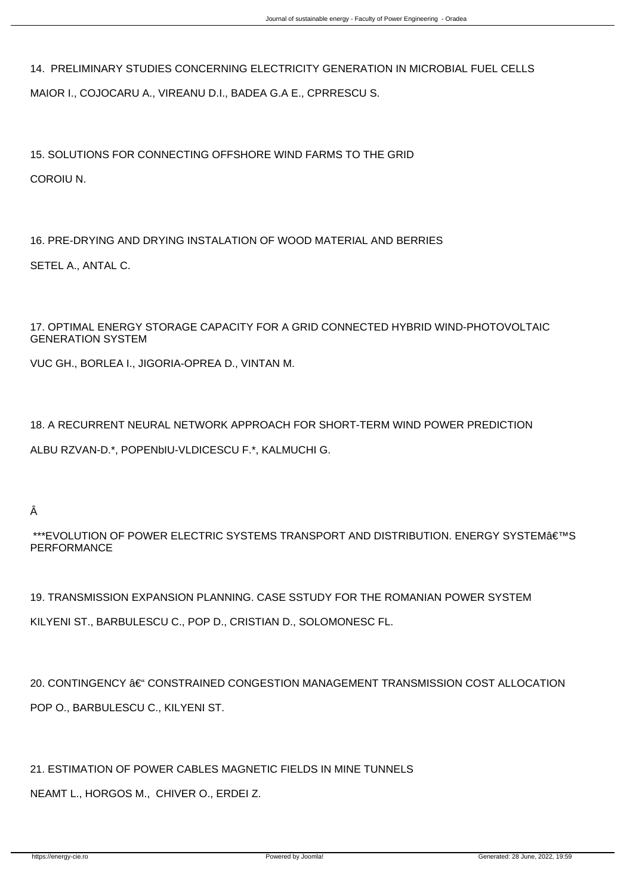14. PRELIMINARY STUDIES CONCERNING ELECTRICITY GENERATION IN MICROBIAL FUEL CELLS

MAIOR I., COJOCARU A., VIREANU D.I., BADEA G.A E., CPRRESCU S.

15. SOLUTIONS FOR CONNECTING OFFSHORE WIND FARMS TO THE GRID

COROIU N.

16. PRE-DRYING AND DRYING INSTALATION OF WOOD MATERIAL AND BERRIES

SETEL A., ANTAL C.

17. OPTIMAL ENERGY STORAGE CAPACITY FOR A GRID CONNECTED HYBRID WIND-PHOTOVOLTAIC GENERATION SYSTEM

VUC GH., BORLEA I., JIGORIA-OPREA D., VINTAN M.

18. A RECURRENT NEURAL NETWORK APPROACH FOR SHORT-TERM WIND POWER PREDICTION

ALBU RZVAN-D.*, POPENbIU-VLDICESCU F.*, KALMUCHI G.

Â

***EVOLUTION OF POWER ELECTRIC SYSTEMS TRANSPORT AND DISTRIBUTION. ENERGY SYSTEMâ€™S PERFORMANCE

19. TRANSMISSION EXPANSION PLANNING. CASE SSTUDY FOR THE ROMANIAN POWER SYSTEM

KILYENI ST., BARBULESCU C., POP D., CRISTIAN D., SOLOMONESC FL.

20. CONTINGENCY â€“ CONSTRAINED CONGESTION MANAGEMENT TRANSMISSION COST ALLOCATION

POP O., BARBULESCU C., KILYENI ST.

21. ESTIMATION OF POWER CABLES MAGNETIC FIELDS IN MINE TUNNELS

NEAMT L., HORGOS M., CHIVER O., ERDEI Z.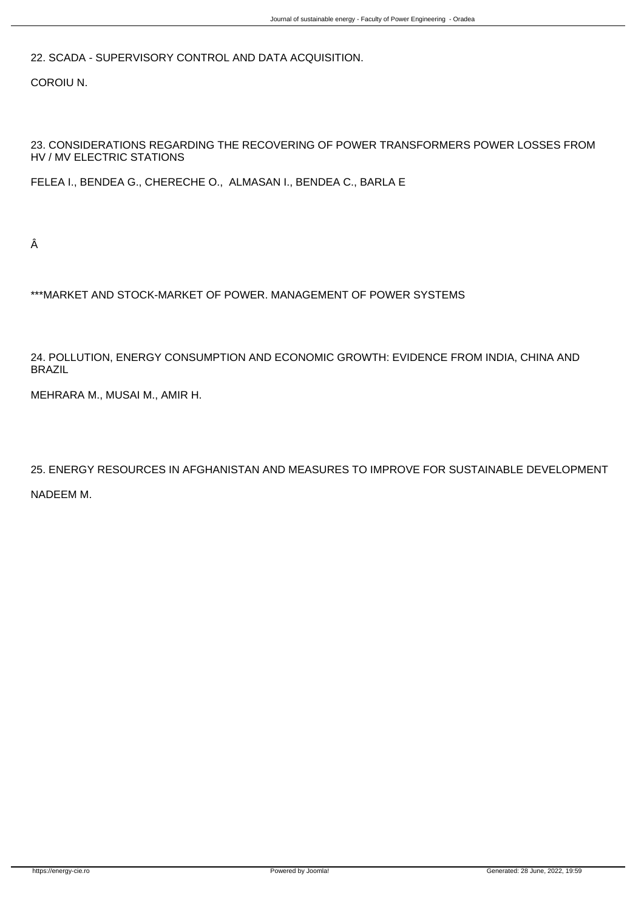22. SCADA - SUPERVISORY CONTROL AND DATA ACQUISITION.

COROIU N.

23. CONSIDERATIONS REGARDING THE RECOVERING OF POWER TRANSFORMERS POWER LOSSES FROM HV / MV ELECTRIC STATIONS

FELEA I., BENDEA G., CHERECHE O., ALMASAN I., BENDEA C., BARLA E

Â

***MARKET AND STOCK-MARKET OF POWER. MANAGEMENT OF POWER SYSTEMS

24. POLLUTION, ENERGY CONSUMPTION AND ECONOMIC GROWTH: EVIDENCE FROM INDIA, CHINA AND BRAZIL

MEHRARA M., MUSAI M., AMIR H.

25. ENERGY RESOURCES IN AFGHANISTAN AND MEASURES TO IMPROVE FOR SUSTAINABLE DEVELOPMENT

NADEEM M.